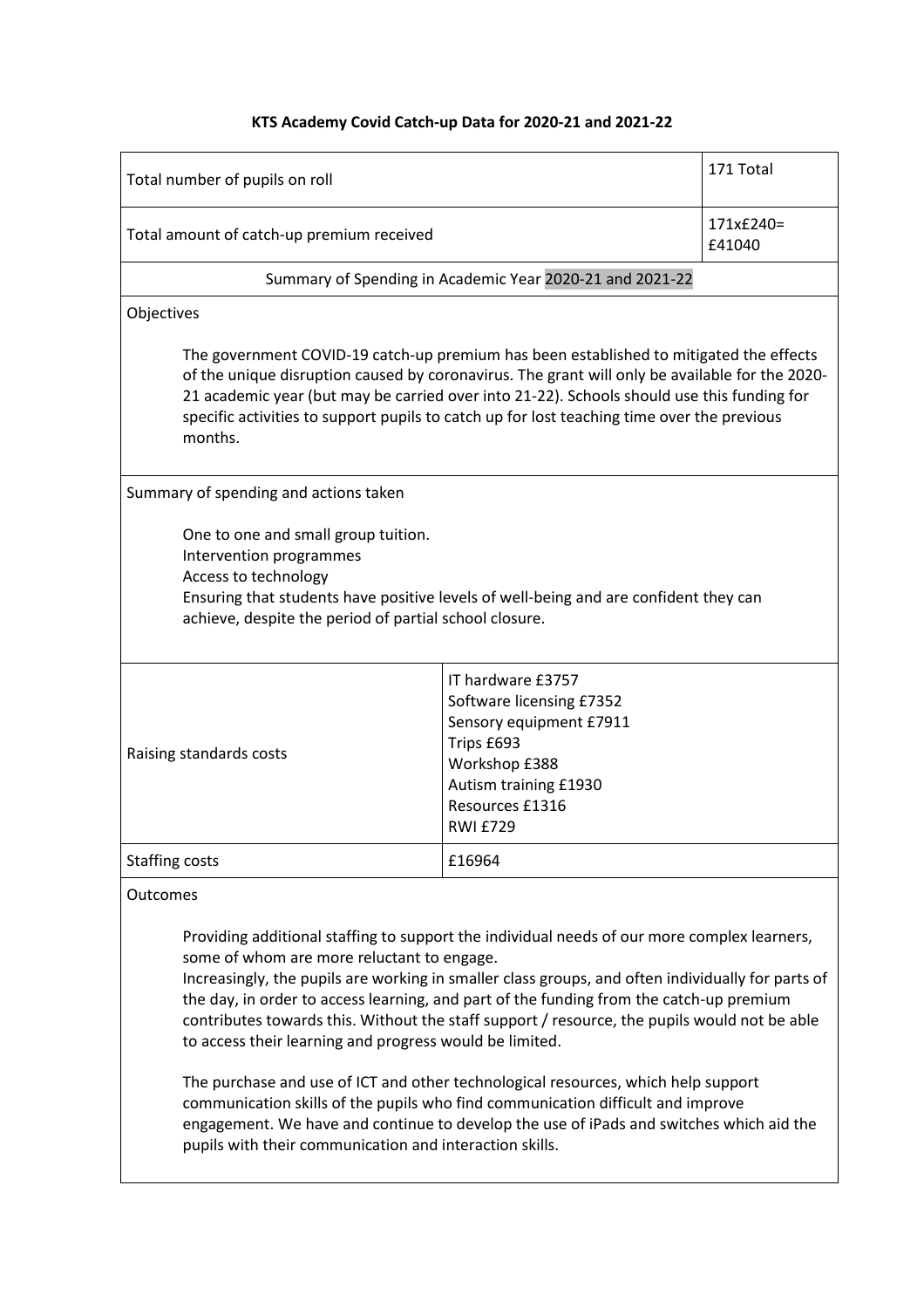**KTS Academy Covid Catch-up Data for 2020-21 and 2021-22**

| Total number of pupils on roll | | 171 Total |
|---|---|---|
| Total amount of catch-up premium received | | 171x£240= £41040 |
| Summary of Spending in Academic Year 2020-21 and 2021-22 | | |
| Objectives<br><br>The government COVID-19 catch-up premium has been established to mitigated the effects of the unique disruption caused by coronavirus. The grant will only be available for the 2020-21 academic year (but may be carried over into 21-22). Schools should use this funding for specific activities to support pupils to catch up for lost teaching time over the previous months. | | |
| Summary of spending and actions taken<br><br>One to one and small group tuition.<br>Intervention programmes<br>Access to technology<br>Ensuring that students have positive levels of well-being and are confident they can achieve, despite the period of partial school closure. | | |
| Raising standards costs | IT hardware £3757<br>Software licensing £7352<br>Sensory equipment £7911<br>Trips £693<br>Workshop £388<br>Autism training £1930<br>Resources £1316<br>RWI £729 | |
| Staffing costs | £16964 | |
| Outcomes<br><br>Providing additional staffing to support the individual needs of our more complex learners, some of whom are more reluctant to engage.<br>Increasingly, the pupils are working in smaller class groups, and often individually for parts of the day, in order to access learning, and part of the funding from the catch-up premium contributes towards this. Without the staff support / resource, the pupils would not be able to access their learning and progress would be limited.<br><br>The purchase and use of ICT and other technological resources, which help support communication skills of the pupils who find communication difficult and improve engagement. We have and continue to develop the use of iPads and switches which aid the pupils with their communication and interaction skills. | | |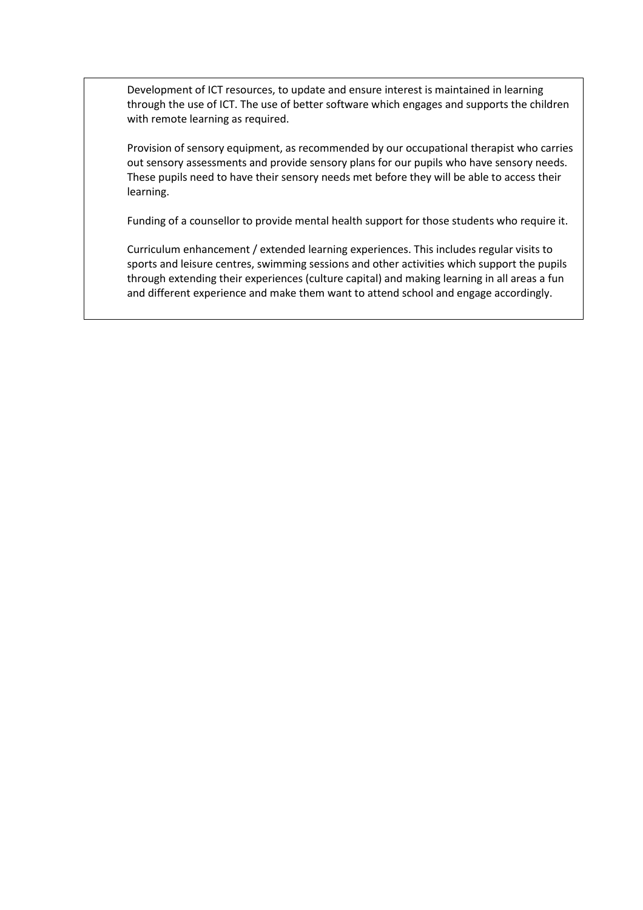Development of ICT resources, to update and ensure interest is maintained in learning through the use of ICT. The use of better software which engages and supports the children with remote learning as required.

Provision of sensory equipment, as recommended by our occupational therapist who carries out sensory assessments and provide sensory plans for our pupils who have sensory needs. These pupils need to have their sensory needs met before they will be able to access their learning.

Funding of a counsellor to provide mental health support for those students who require it.

Curriculum enhancement / extended learning experiences. This includes regular visits to sports and leisure centres, swimming sessions and other activities which support the pupils through extending their experiences (culture capital) and making learning in all areas a fun and different experience and make them want to attend school and engage accordingly.